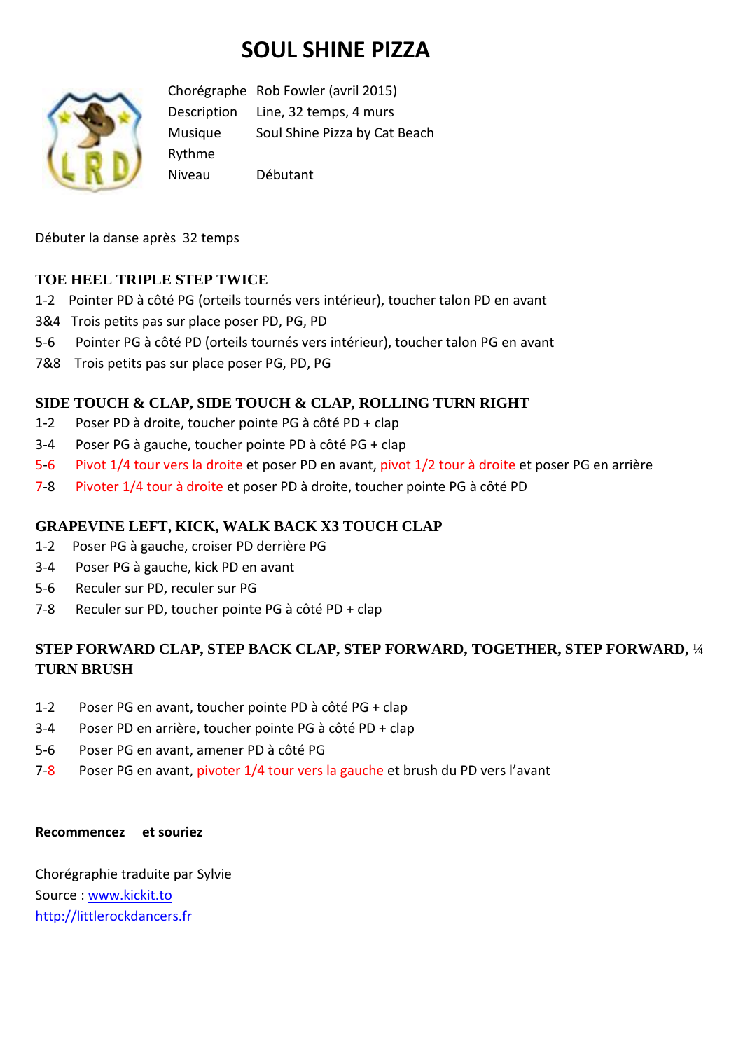# SOUL SHINE PIZZA

| | |
|---|---|
| Chorégraphe | Rob Fowler (avril 2015) |
| Description | Line, 32 temps, 4 murs |
| Musique | Soul Shine Pizza by Cat Beach |
| Rythme | |
| Niveau | Débutant |

Débuter la danse après 32 temps

## TOE HEEL TRIPLE STEP TWICE

1-2 Pointer PD à côté PG (orteils tournés vers intérieur), toucher talon PD en avant
3&4 Trois petits pas sur place poser PD, PG, PD
5-6 Pointer PG à côté PD (orteils tournés vers intérieur), toucher talon PG en avant
7&8 Trois petits pas sur place poser PG, PD, PG

## SIDE TOUCH & CLAP, SIDE TOUCH & CLAP, ROLLING TURN RIGHT

1-2 Poser PD à droite, toucher pointe PG à côté PD + clap
3-4 Poser PG à gauche, toucher pointe PD à côté PG + clap
5-6 Pivot 1/4 tour vers la droite et poser PD en avant, pivot 1/2 tour à droite et poser PG en arrière
7-8 Pivoter 1/4 tour à droite et poser PD à droite, toucher pointe PG à côté PD

## GRAPEVINE LEFT, KICK, WALK BACK X3 TOUCH CLAP

1-2 Poser PG à gauche, croiser PD derrière PG
3-4 Poser PG à gauche, kick PD en avant
5-6 Reculer sur PD, reculer sur PG
7-8 Reculer sur PD, toucher pointe PG à côté PD + clap

## STEP FORWARD CLAP, STEP BACK CLAP, STEP FORWARD, TOGETHER, STEP FORWARD, ¼ TURN BRUSH

1-2 Poser PG en avant, toucher pointe PD à côté PG + clap
3-4 Poser PD en arrière, toucher pointe PG à côté PD + clap
5-6 Poser PG en avant, amener PD à côté PG
7-8 Poser PG en avant, pivoter 1/4 tour vers la gauche et brush du PD vers l'avant

**Recommencez et souriez**

Chorégraphie traduite par Sylvie
Source : www.kickit.to
http://littlerockdancers.fr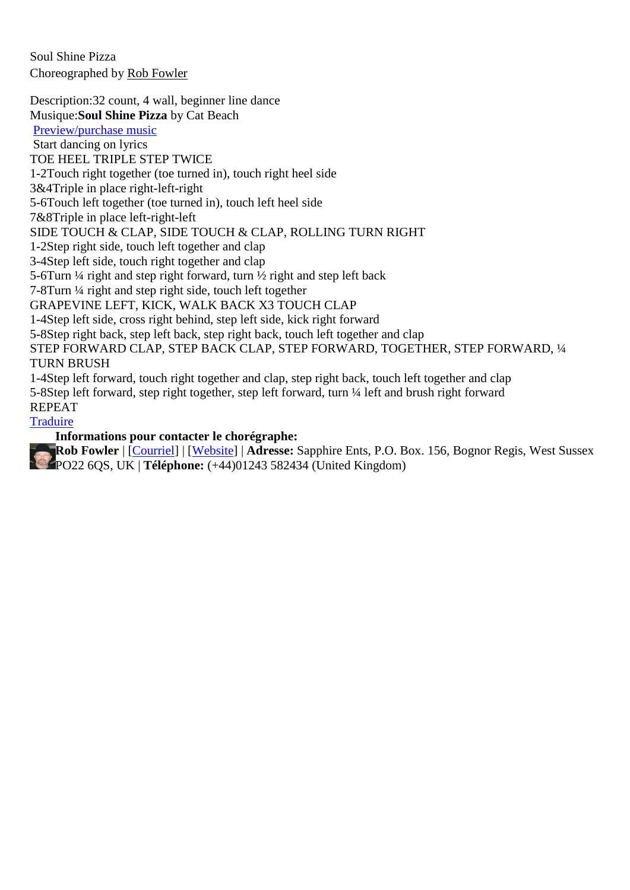Soul Shine Pizza

Choreographed by Rob Fowler

Description:32 count, 4 wall, beginner line dance

Musique:**Soul Shine Pizza** by Cat Beach

Preview/purchase music

Start dancing on lyrics

TOE HEEL TRIPLE STEP TWICE

1-2Touch right together (toe turned in), touch right heel side

3&4Triple in place right-left-right

5-6Touch left together (toe turned in), touch left heel side

7&8Triple in place left-right-left

SIDE TOUCH & CLAP, SIDE TOUCH & CLAP, ROLLING TURN RIGHT

1-2Step right side, touch left together and clap

3-4Step left side, touch right together and clap

5-6Turn ¼ right and step right forward, turn ½ right and step left back

7-8Turn ¼ right and step right side, touch left together

GRAPEVINE LEFT, KICK, WALK BACK X3 TOUCH CLAP

1-4Step left side, cross right behind, step left side, kick right forward

5-8Step right back, step left back, step right back, touch left together and clap

STEP FORWARD CLAP, STEP BACK CLAP, STEP FORWARD, TOGETHER, STEP FORWARD, ¼ TURN BRUSH

1-4Step left forward, touch right together and clap, step right back, touch left together and clap

5-8Step left forward, step right together, step left forward, turn ¼ left and brush right forward

REPEAT

Traduire

**Informations pour contacter le chorégraphe:**

**Rob Fowler** | [Courriel] | [Website] | **Adresse:** Sapphire Ents, P.O. Box. 156, Bognor Regis, West Sussex PO22 6QS, UK | **Téléphone:** (+44)01243 582434 (United Kingdom)